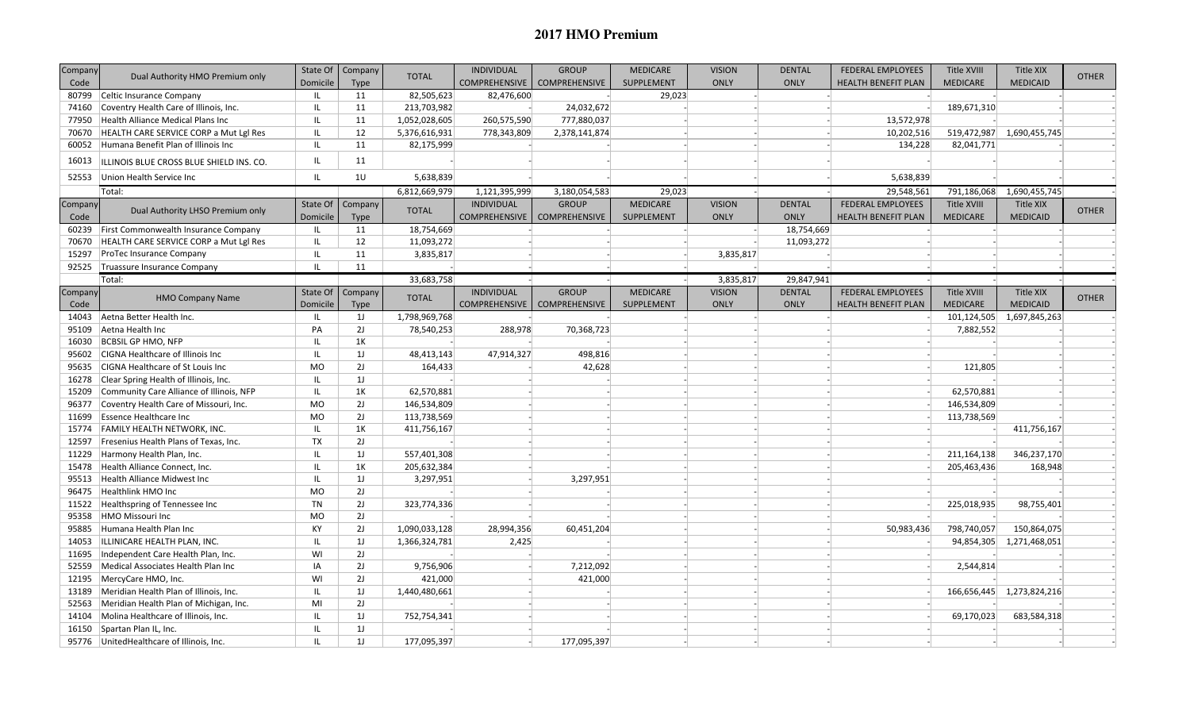# 2017 HMO Premium

| Company Code | Dual Authority HMO Premium only | State Of Domicile | Company Type | TOTAL | INDIVIDUAL COMPREHENSIVE | GROUP COMPREHENSIVE | MEDICARE SUPPLEMENT | VISION ONLY | DENTAL ONLY | FEDERAL EMPLOYEES HEALTH BENEFIT PLAN | Title XVIII MEDICARE | Title XIX MEDICAID | OTHER |
|---|---|---|---|---|---|---|---|---|---|---|---|---|---|
| 80799 | Celtic Insurance Company | IL | 11 | 82,505,623 | 82,476,600 | | 29,023 | - | - | | - | - | - |
| 74160 | Coventry Health Care of Illinois, Inc. | IL | 11 | 213,703,982 | - | 24,032,672 | - | - | - | - | 189,671,310 | - | - |
| 77950 | Health Alliance Medical Plans Inc | IL | 11 | 1,052,028,605 | 260,575,590 | 777,880,037 | - | - | - | 13,572,978 | | - | - |
| 70670 | HEALTH CARE SERVICE CORP a Mut Lgl Res | IL | 12 | 5,376,616,931 | 778,343,809 | 2,378,141,874 | - | - | - | 10,202,516 | 519,472,987 | 1,690,455,745 | - |
| 60052 | Humana Benefit Plan of Illinois Inc | IL | 11 | 82,175,999 | - | - | - | - | - | 134,228 | 82,041,771 | - | - |
| 16013 | ILLINOIS BLUE CROSS BLUE SHIELD INS. CO. | IL | 11 | | | | | | | | | | |
| 52553 | Union Health Service Inc | IL | 1U | 5,638,839 | - | - | - | - | - | 5,638,839 | - | - | - |
| | Total: | | | 6,812,669,979 | 1,121,395,999 | 3,180,054,583 | 29,023 | - | - | 29,548,561 | 791,186,068 | 1,690,455,745 | - |
| **Company Code** | **Dual Authority LHSO Premium only** | **State Of Domicile** | **Company Type** | **TOTAL** | **INDIVIDUAL COMPREHENSIVE** | **GROUP COMPREHENSIVE** | **MEDICARE SUPPLEMENT** | **VISION ONLY** | **DENTAL ONLY** | **FEDERAL EMPLOYEES HEALTH BENEFIT PLAN** | **Title XVIII MEDICARE** | **Title XIX MEDICAID** | **OTHER** |
| 60239 | First Commonwealth Insurance Company | IL | 11 | 18,754,669 | - | - | - | - | 18,754,669 | - | - | - | - |
| 70670 | HEALTH CARE SERVICE CORP a Mut Lgl Res | IL | 12 | 11,093,272 | - | - | - | - | 11,093,272 | - | - | - | - |
| 15297 | ProTec Insurance Company | IL | 11 | 3,835,817 | - | - | - | 3,835,817 | - | - | - | - | - |
| 92525 | Truassure Insurance Company | IL | 11 | | | | | | | | | | |
| | Total: | | | 33,683,758 | - | - | - | 3,835,817 | 29,847,941 | - | - | - | - |
| **Company Code** | **HMO Company Name** | **State Of Domicile** | **Company Type** | **TOTAL** | **INDIVIDUAL COMPREHENSIVE** | **GROUP COMPREHENSIVE** | **MEDICARE SUPPLEMENT** | **VISION ONLY** | **DENTAL ONLY** | **FEDERAL EMPLOYEES HEALTH BENEFIT PLAN** | **Title XVIII MEDICARE** | **Title XIX MEDICAID** | **OTHER** |
| 14043 | Aetna Better Health Inc. | IL | 1J | 1,798,969,768 | - | - | - | - | - | - | 101,124,505 | 1,697,845,263 | - |
| 95109 | Aetna Health Inc | PA | 2J | 78,540,253 | 288,978 | 70,368,723 | - | - | - | - | 7,882,552 | - | - |
| 16030 | BCBSIL GP HMO, NFP | IL | 1K | - | - | - | - | - | - | - | - | - | - |
| 95602 | CIGNA Healthcare of Illinois Inc | IL | 1J | 48,413,143 | 47,914,327 | 498,816 | - | - | - | - | - | - | - |
| 95635 | CIGNA Healthcare of St Louis Inc | MO | 2J | 164,433 | - | 42,628 | - | - | - | - | 121,805 | - | - |
| 16278 | Clear Spring Health of Illinois, Inc. | IL | 1J | - | - | - | - | - | - | - | - | - | - |
| 15209 | Community Care Alliance of Illinois, NFP | IL | 1K | 62,570,881 | - | - | - | - | - | - | 62,570,881 | - | - |
| 96377 | Coventry Health Care of Missouri, Inc. | MO | 2J | 146,534,809 | - | - | - | - | - | - | 146,534,809 | - | - |
| 11699 | Essence Healthcare Inc | MO | 2J | 113,738,569 | - | - | - | - | - | - | 113,738,569 | - | - |
| 15774 | FAMILY HEALTH NETWORK, INC. | IL | 1K | 411,756,167 | - | - | - | - | - | - | - | 411,756,167 | - |
| 12597 | Fresenius Health Plans of Texas, Inc. | TX | 2J | - | - | - | - | - | - | - | - | - | - |
| 11229 | Harmony Health Plan, Inc. | IL | 1J | 557,401,308 | - | - | - | - | - | - | 211,164,138 | 346,237,170 | - |
| 15478 | Health Alliance Connect, Inc. | IL | 1K | 205,632,384 | - | - | - | - | - | - | 205,463,436 | 168,948 | - |
| 95513 | Health Alliance Midwest Inc | IL | 1J | 3,297,951 | - | 3,297,951 | - | - | - | - | - | - | - |
| 96475 | Healthlink HMO Inc | MO | 2J | - | - | - | - | - | - | - | - | - | - |
| 11522 | Healthspring of Tennessee Inc | TN | 2J | 323,774,336 | - | - | - | - | - | - | 225,018,935 | 98,755,401 | - |
| 95358 | HMO Missouri Inc | MO | 2J | - | - | - | - | - | - | - | - | - | - |
| 95885 | Humana Health Plan Inc | KY | 2J | 1,090,033,128 | 28,994,356 | 60,451,204 | - | - | - | 50,983,436 | 798,740,057 | 150,864,075 | - |
| 14053 | ILLINICARE HEALTH PLAN, INC. | IL | 1J | 1,366,324,781 | 2,425 | - | - | - | - | - | 94,854,305 | 1,271,468,051 | - |
| 11695 | Independent Care Health Plan, Inc. | WI | 2J | - | - | - | - | - | - | - | - | - | - |
| 52559 | Medical Associates Health Plan Inc | IA | 2J | 9,756,906 | - | 7,212,092 | - | - | - | - | 2,544,814 | - | - |
| 12195 | MercyCare HMO, Inc. | WI | 2J | 421,000 | - | 421,000 | - | - | - | - | - | - | - |
| 13189 | Meridian Health Plan of Illinois, Inc. | IL | 1J | 1,440,480,661 | - | - | - | - | - | - | 166,656,445 | 1,273,824,216 | - |
| 52563 | Meridian Health Plan of Michigan, Inc. | MI | 2J | - | - | - | - | - | - | - | - | - | - |
| 14104 | Molina Healthcare of Illinois, Inc. | IL | 1J | 752,754,341 | - | - | - | - | - | - | 69,170,023 | 683,584,318 | - |
| 16150 | Spartan Plan IL, Inc. | IL | 1J | - | - | - | - | - | - | - | - | - | - |
| 95776 | UnitedHealthcare of Illinois, Inc. | IL | 1J | 177,095,397 | - | 177,095,397 | - | - | - | - | - | - | - |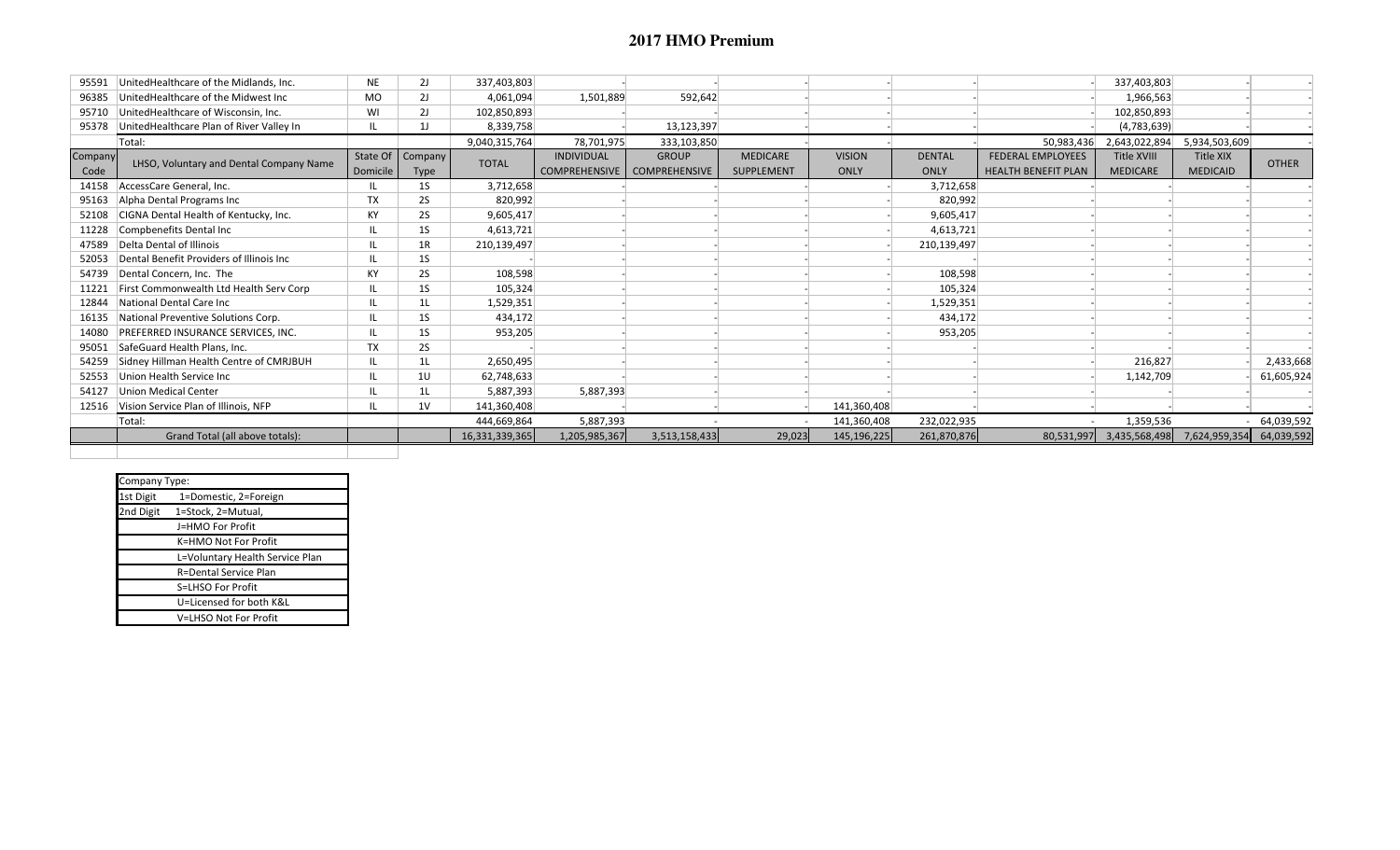# 2017 HMO Premium

| | | | | | | | | | | | | | |
|---|---|---|---|---|---|---|---|---|---|---|---|---|---|
| 95591 | UnitedHealthcare of the Midlands, Inc. | NE | 2J | 337,403,803 | - | - | - | - | - | - | 337,403,803 | - | - |
| 96385 | UnitedHealthcare of the Midwest Inc | MO | 2J | 4,061,094 | 1,501,889 | 592,642 | - | - | - | - | 1,966,563 | - | - |
| 95710 | UnitedHealthcare of Wisconsin, Inc. | WI | 2J | 102,850,893 | - | - | - | - | - | - | 102,850,893 | - | - |
| 95378 | UnitedHealthcare Plan of River Valley In | IL | 1J | 8,339,758 | - | 13,123,397 | - | - | - | - | (4,783,639) | - | - |
| | Total: | | | 9,040,315,764 | 78,701,975 | 333,103,850 | - | - | - | 50,983,436 | 2,643,022,894 | 5,934,503,609 | - |

| Company Code | LHSO, Voluntary and Dental Company Name | State Of Domicile | Company Type | TOTAL | INDIVIDUAL COMPREHENSIVE | GROUP COMPREHENSIVE | MEDICARE SUPPLEMENT | VISION ONLY | DENTAL ONLY | FEDERAL EMPLOYEES HEALTH BENEFIT PLAN | Title XVIII MEDICARE | Title XIX MEDICAID | OTHER |
|---|---|---|---|---|---|---|---|---|---|---|---|---|---|
| 14158 | AccessCare General, Inc. | IL | 1S | 3,712,658 | - | - | - | - | 3,712,658 | - | - | - | - |
| 95163 | Alpha Dental Programs Inc | TX | 2S | 820,992 | - | - | - | - | 820,992 | - | - | - | - |
| 52108 | CIGNA Dental Health of Kentucky, Inc. | KY | 2S | 9,605,417 | - | - | - | - | 9,605,417 | - | - | - | - |
| 11228 | Compbenefits Dental Inc | IL | 1S | 4,613,721 | - | - | - | - | 4,613,721 | - | - | - | - |
| 47589 | Delta Dental of Illinois | IL | 1R | 210,139,497 | - | - | - | - | 210,139,497 | - | - | - | - |
| 52053 | Dental Benefit Providers of Illinois Inc | IL | 1S | | - | - | - | - | - | - | - | - | - |
| 54739 | Dental Concern, Inc. The | KY | 2S | 108,598 | - | - | - | - | 108,598 | - | - | - | - |
| 11221 | First Commonwealth Ltd Health Serv Corp | IL | 1S | 105,324 | - | - | - | - | 105,324 | - | - | - | - |
| 12844 | National Dental Care Inc | IL | 1L | 1,529,351 | - | - | - | - | 1,529,351 | - | - | - | - |
| 16135 | National Preventive Solutions Corp. | IL | 1S | 434,172 | - | - | - | - | 434,172 | - | - | - | - |
| 14080 | PREFERRED INSURANCE SERVICES, INC. | IL | 1S | 953,205 | - | - | - | - | 953,205 | - | - | - | - |
| 95051 | SafeGuard Health Plans, Inc. | TX | 2S | | - | - | - | - | - | - | - | - | - |
| 54259 | Sidney Hillman Health Centre of CMRJBUH | IL | 1L | 2,650,495 | - | - | - | - | - | - | 216,827 | - | 2,433,668 |
| 52553 | Union Health Service Inc | IL | 1U | 62,748,633 | - | - | - | - | - | - | 1,142,709 | - | 61,605,924 |
| 54127 | Union Medical Center | IL | 1L | 5,887,393 | 5,887,393 | - | - | - | - | - | - | - | - |
| 12516 | Vision Service Plan of Illinois, NFP | IL | 1V | 141,360,408 | - | - | - | 141,360,408 | - | - | - | - | - |
| | Total: | | | 444,669,864 | 5,887,393 | - | - | 141,360,408 | 232,022,935 | - | 1,359,536 | - | 64,039,592 |
| | Grand Total (all above totals): | | | 16,331,339,365 | 1,205,985,367 | 3,513,158,433 | 29,023 | 145,196,225 | 261,870,876 | 80,531,997 | 3,435,568,498 | 7,624,959,354 | 64,039,592 |

| Company Type: | |
|---|---|
| 1st Digit | 1=Domestic, 2=Foreign |
| 2nd Digit | 1=Stock, 2=Mutual, |
| | J=HMO For Profit |
| | K=HMO Not For Profit |
| | L=Voluntary Health Service Plan |
| | R=Dental Service Plan |
| | S=LHSO For Profit |
| | U=Licensed for both K&L |
| | V=LHSO Not For Profit |